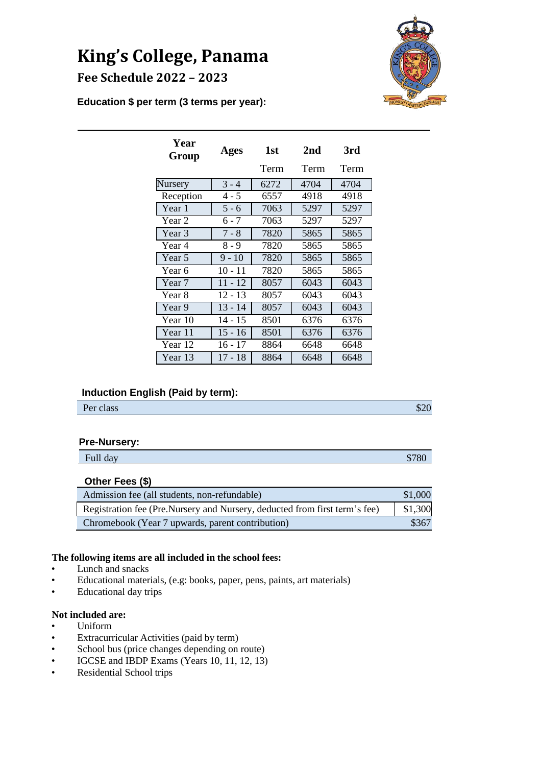# King's College, Panama

## Fee Schedule 2022 – 2023

**Education $ per term (3 terms per year):**

| Year Group | Ages | 1st Term | 2nd Term | 3rd Term |
|---|---|---|---|---|
| Nursery | 3 - 4 | 6272 | 4704 | 4704 |
| Reception | 4 - 5 | 6557 | 4918 | 4918 |
| Year 1 | 5 - 6 | 7063 | 5297 | 5297 |
| Year 2 | 6 - 7 | 7063 | 5297 | 5297 |
| Year 3 | 7 - 8 | 7820 | 5865 | 5865 |
| Year 4 | 8 - 9 | 7820 | 5865 | 5865 |
| Year 5 | 9 - 10 | 7820 | 5865 | 5865 |
| Year 6 | 10 - 11 | 7820 | 5865 | 5865 |
| Year 7 | 11 - 12 | 8057 | 6043 | 6043 |
| Year 8 | 12 - 13 | 8057 | 6043 | 6043 |
| Year 9 | 13 - 14 | 8057 | 6043 | 6043 |
| Year 10 | 14 - 15 | 8501 | 6376 | 6376 |
| Year 11 | 15 - 16 | 8501 | 6376 | 6376 |
| Year 12 | 16 - 17 | 8864 | 6648 | 6648 |
| Year 13 | 17 - 18 | 8864 | 6648 | 6648 |

**Induction English (Paid by term):**

| | |
|---|---|
| Per class | $20 |

**Pre-Nursery:**

| | |
|---|---|
| Full day | $780 |

**Other Fees ($)**

| | |
|---|---|
| Admission fee (all students, non-refundable) | $1,000 |
| Registration fee (Pre.Nursery and Nursery, deducted from first term's fee) | $1,300 |
| Chromebook (Year 7 upwards, parent contribution) | $367 |

**The following items are all included in the school fees:**

- Lunch and snacks
- Educational materials, (e.g: books, paper, pens, paints, art materials)
- Educational day trips

**Not included are:**

- Uniform
- Extracurricular Activities (paid by term)
- School bus (price changes depending on route)
- IGCSE and IBDP Exams (Years 10, 11, 12, 13)
- Residential School trips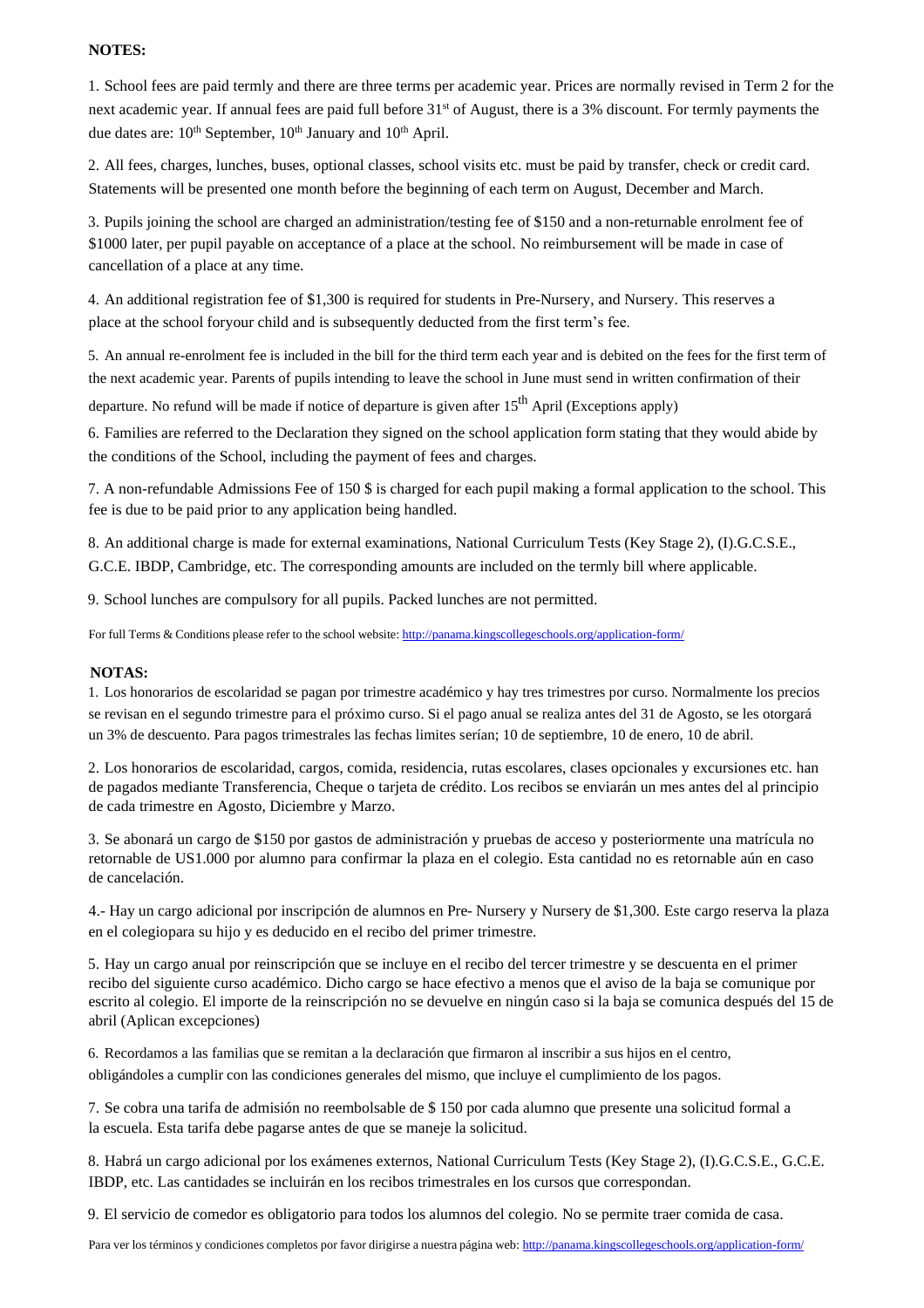**NOTES:**

1. School fees are paid termly and there are three terms per academic year. Prices are normally revised in Term 2 for the next academic year. If annual fees are paid full before 31st of August, there is a 3% discount. For termly payments the due dates are: 10th September, 10th January and 10th April.

2. All fees, charges, lunches, buses, optional classes, school visits etc. must be paid by transfer, check or credit card. Statements will be presented one month before the beginning of each term on August, December and March.

3. Pupils joining the school are charged an administration/testing fee of $150 and a non-returnable enrolment fee of $1000 later, per pupil payable on acceptance of a place at the school. No reimbursement will be made in case of cancellation of a place at any time.

4. An additional registration fee of $1,300 is required for students in Pre-Nursery, and Nursery. This reserves a place at the school foryour child and is subsequently deducted from the first term's fee.

5. An annual re-enrolment fee is included in the bill for the third term each year and is debited on the fees for the first term of the next academic year. Parents of pupils intending to leave the school in June must send in written confirmation of their departure. No refund will be made if notice of departure is given after 15th April (Exceptions apply)

6. Families are referred to the Declaration they signed on the school application form stating that they would abide by the conditions of the School, including the payment of fees and charges.

7. A non-refundable Admissions Fee of 150 $ is charged for each pupil making a formal application to the school. This fee is due to be paid prior to any application being handled.

8. An additional charge is made for external examinations, National Curriculum Tests (Key Stage 2), (I).G.C.S.E., G.C.E. IBDP, Cambridge, etc. The corresponding amounts are included on the termly bill where applicable.

9. School lunches are compulsory for all pupils. Packed lunches are not permitted.

For full Terms & Conditions please refer to the school website: http://panama.kingscollegeschools.org/application-form/

**NOTAS:**

1. Los honorarios de escolaridad se pagan por trimestre académico y hay tres trimestres por curso. Normalmente los precios se revisan en el segundo trimestre para el próximo curso. Si el pago anual se realiza antes del 31 de Agosto, se les otorgará un 3% de descuento. Para pagos trimestrales las fechas limites serían; 10 de septiembre, 10 de enero, 10 de abril.

2. Los honorarios de escolaridad, cargos, comida, residencia, rutas escolares, clases opcionales y excursiones etc. han de pagados mediante Transferencia, Cheque o tarjeta de crédito. Los recibos se enviarán un mes antes del al principio de cada trimestre en Agosto, Diciembre y Marzo.

3. Se abonará un cargo de $150 por gastos de administración y pruebas de acceso y posteriormente una matrícula no retornable de US1.000 por alumno para confirmar la plaza en el colegio. Esta cantidad no es retornable aún en caso de cancelación.

4.- Hay un cargo adicional por inscripción de alumnos en Pre- Nursery y Nursery de $1,300. Este cargo reserva la plaza en el colegiopara su hijo y es deducido en el recibo del primer trimestre.

5. Hay un cargo anual por reinscripción que se incluye en el recibo del tercer trimestre y se descuenta en el primer recibo del siguiente curso académico. Dicho cargo se hace efectivo a menos que el aviso de la baja se comunique por escrito al colegio. El importe de la reinscripción no se devuelve en ningún caso si la baja se comunica después del 15 de abril (Aplican excepciones)

6. Recordamos a las familias que se remitan a la declaración que firmaron al inscribir a sus hijos en el centro, obligándoles a cumplir con las condiciones generales del mismo, que incluye el cumplimiento de los pagos.

7. Se cobra una tarifa de admisión no reembolsable de $ 150 por cada alumno que presente una solicitud formal a la escuela. Esta tarifa debe pagarse antes de que se maneje la solicitud.

8. Habrá un cargo adicional por los exámenes externos, National Curriculum Tests (Key Stage 2), (I).G.C.S.E., G.C.E. IBDP, etc. Las cantidades se incluirán en los recibos trimestrales en los cursos que correspondan.

9. El servicio de comedor es obligatorio para todos los alumnos del colegio. No se permite traer comida de casa.

Para ver los términos y condiciones completos por favor dirigirse a nuestra página web: http://panama.kingscollegeschools.org/application-form/